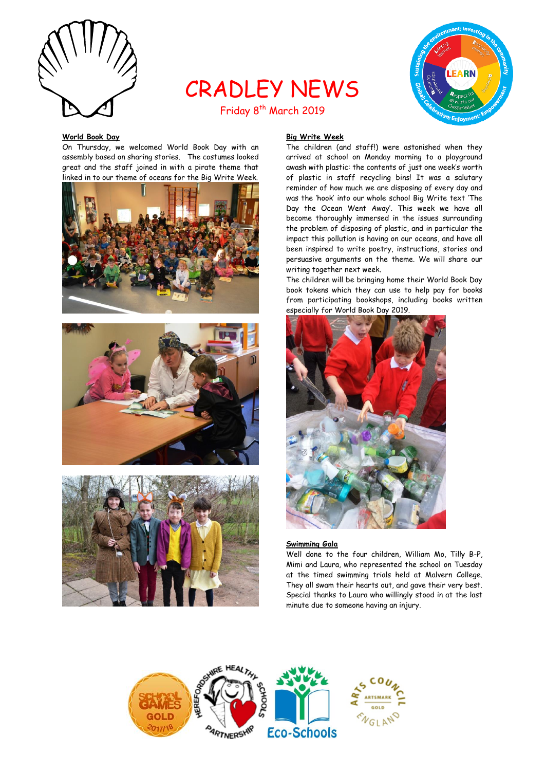# CRADLEY NEWS

Friday 8th March 2019

## World Book Day

On Thursday, we welcomed World Book Day with an assembly based on sharing stories. The costumes looked great and the staff joined in with a pirate theme that linked in to our theme of oceans for the Big Write Week.

## Big Write Week

The children (and staff!) were astonished when they arrived at school on Monday morning to a playground awash with plastic: the contents of just one week's worth of plastic in staff recycling bins! It was a salutary reminder of how much we are disposing of every day and was the 'hook' into our whole school Big Write text 'The Day the Ocean Went Away'. This week we have all become thoroughly immersed in the issues surrounding the problem of disposing of plastic, and in particular the impact this pollution is having on our oceans, and have all been inspired to write poetry, instructions, stories and persuasive arguments on the theme. We will share our writing together next week.

The children will be bringing home their World Book Day book tokens which they can use to help pay for books from participating bookshops, including books written especially for World Book Day 2019.

## Swimming Gala

Well done to the four children, William Mo, Tilly B-P, Mimi and Laura, who represented the school on Tuesday at the timed swimming trials held at Malvern College. They all swam their hearts out, and gave their very best. Special thanks to Laura who willingly stood in at the last minute due to someone having an injury.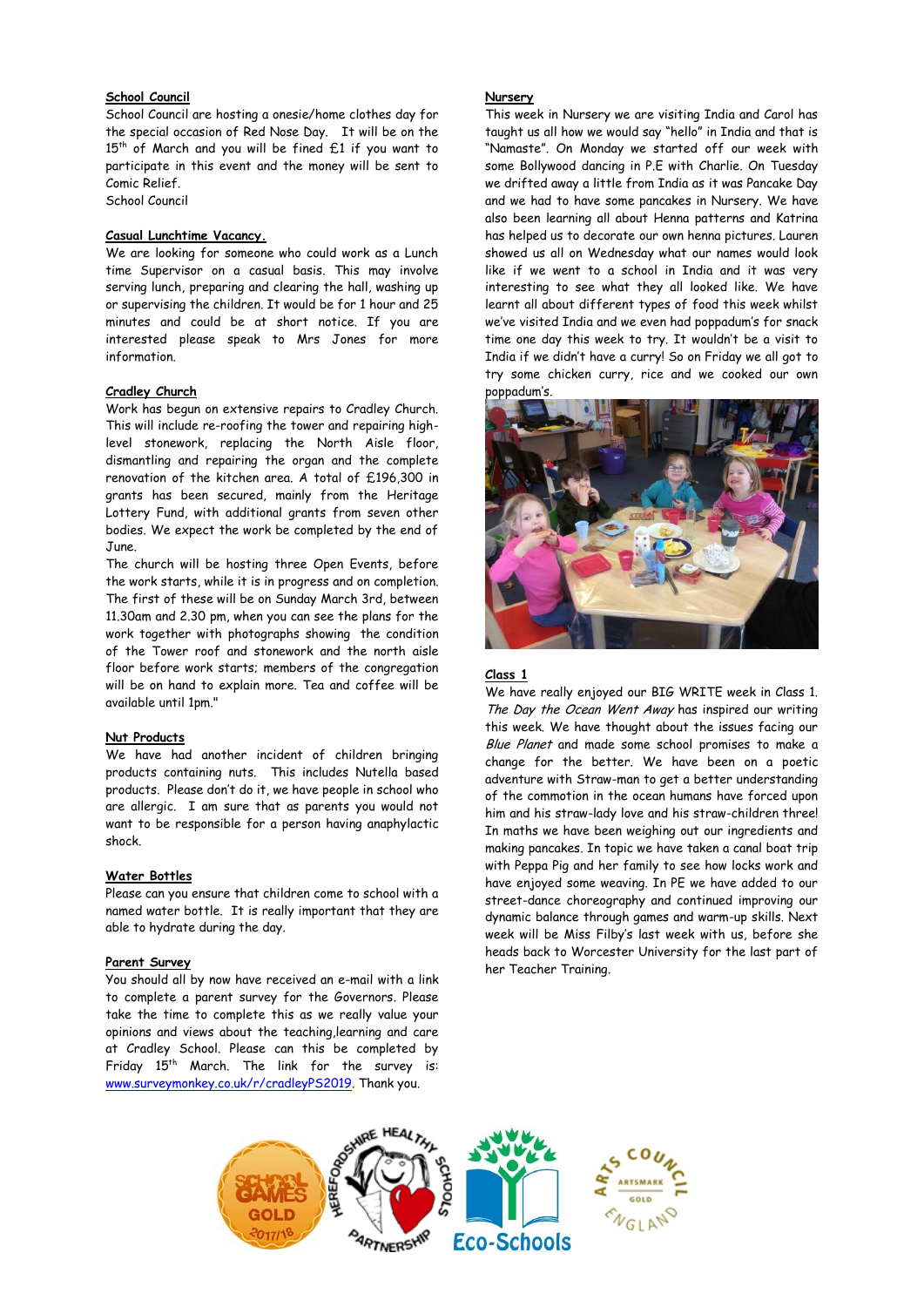## School Council

School Council are hosting a onesie/home clothes day for the special occasion of Red Nose Day. It will be on the 15th of March and you will be fined £1 if you want to participate in this event and the money will be sent to Comic Relief.

School Council

## Casual Lunchtime Vacancy.

We are looking for someone who could work as a Lunch time Supervisor on a casual basis. This may involve serving lunch, preparing and clearing the hall, washing up or supervising the children. It would be for 1 hour and 25 minutes and could be at short notice. If you are interested please speak to Mrs Jones for more information.

## Cradley Church

Work has begun on extensive repairs to Cradley Church. This will include re-roofing the tower and repairing high-level stonework, replacing the North Aisle floor, dismantling and repairing the organ and the complete renovation of the kitchen area. A total of £196,300 in grants has been secured, mainly from the Heritage Lottery Fund, with additional grants from seven other bodies. We expect the work be completed by the end of June.

The church will be hosting three Open Events, before the work starts, while it is in progress and on completion. The first of these will be on Sunday March 3rd, between 11.30am and 2.30 pm, when you can see the plans for the work together with photographs showing the condition of the Tower roof and stonework and the north aisle floor before work starts; members of the congregation will be on hand to explain more. Tea and coffee will be available until 1pm."

## Nut Products

We have had another incident of children bringing products containing nuts. This includes Nutella based products. Please don't do it, we have people in school who are allergic. I am sure that as parents you would not want to be responsible for a person having anaphylactic shock.

## Water Bottles

Please can you ensure that children come to school with a named water bottle. It is really important that they are able to hydrate during the day.

## Parent Survey

You should all by now have received an e-mail with a link to complete a parent survey for the Governors. Please take the time to complete this as we really value your opinions and views about the teaching,learning and care at Cradley School. Please can this be completed by Friday 15th March. The link for the survey is: www.surveymonkey.co.uk/r/cradleyPS2019. Thank you.

## Nursery

This week in Nursery we are visiting India and Carol has taught us all how we would say "hello" in India and that is "Namaste". On Monday we started off our week with some Bollywood dancing in P.E with Charlie. On Tuesday we drifted away a little from India as it was Pancake Day and we had to have some pancakes in Nursery. We have also been learning all about Henna patterns and Katrina has helped us to decorate our own henna pictures. Lauren showed us all on Wednesday what our names would look like if we went to a school in India and it was very interesting to see what they all looked like. We have learnt all about different types of food this week whilst we've visited India and we even had poppadum's for snack time one day this week to try. It wouldn't be a visit to India if we didn't have a curry! So on Friday we all got to try some chicken curry, rice and we cooked our own poppadum's.

## Class 1

We have really enjoyed our BIG WRITE week in Class 1. *The Day the Ocean Went Away* has inspired our writing this week. We have thought about the issues facing our *Blue Planet* and made some school promises to make a change for the better. We have been on a poetic adventure with Straw-man to get a better understanding of the commotion in the ocean humans have forced upon him and his straw-lady love and his straw-children three! In maths we have been weighing out our ingredients and making pancakes. In topic we have taken a canal boat trip with Peppa Pig and her family to see how locks work and have enjoyed some weaving. In PE we have added to our street-dance choreography and continued improving our dynamic balance through games and warm-up skills. Next week will be Miss Filby's last week with us, before she heads back to Worcester University for the last part of her Teacher Training.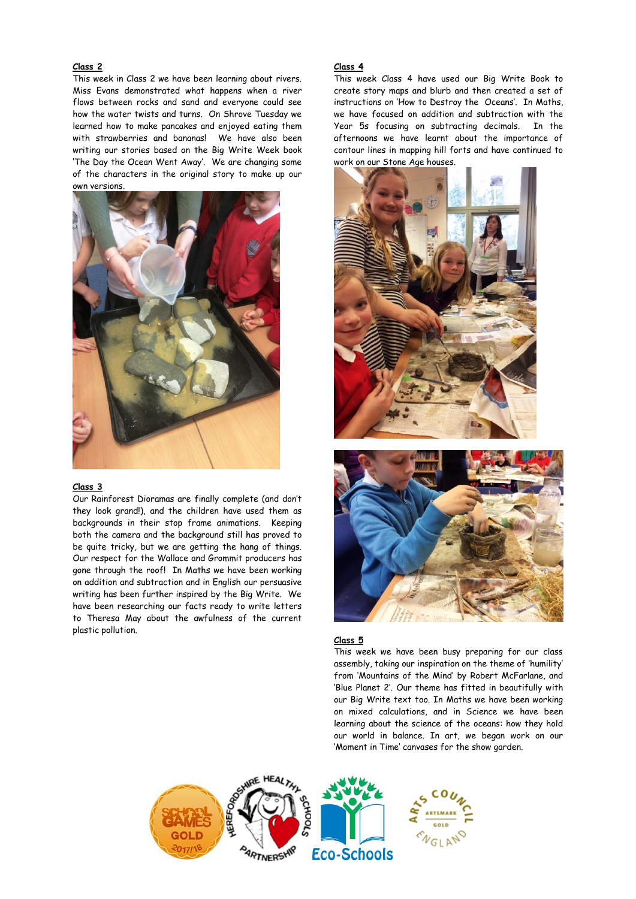## Class 2

This week in Class 2 we have been learning about rivers. Miss Evans demonstrated what happens when a river flows between rocks and sand and everyone could see how the water twists and turns. On Shrove Tuesday we learned how to make pancakes and enjoyed eating them with strawberries and bananas! We have also been writing our stories based on the Big Write Week book 'The Day the Ocean Went Away'. We are changing some of the characters in the original story to make up our own versions.

## Class 3

Our Rainforest Dioramas are finally complete (and don't they look grand!), and the children have used them as backgrounds in their stop frame animations. Keeping both the camera and the background still has proved to be quite tricky, but we are getting the hang of things. Our respect for the Wallace and Grommit producers has gone through the roof! In Maths we have been working on addition and subtraction and in English our persuasive writing has been further inspired by the Big Write. We have been researching our facts ready to write letters to Theresa May about the awfulness of the current plastic pollution.

## Class 4

This week Class 4 have used our Big Write Book to create story maps and blurb and then created a set of instructions on 'How to Destroy the Oceans'. In Maths, we have focused on addition and subtraction with the Year 5s focusing on subtracting decimals. In the afternoons we have learnt about the importance of contour lines in mapping hill forts and have continued to work on our Stone Age houses.

## Class 5

This week we have been busy preparing for our class assembly, taking our inspiration on the theme of 'humility' from 'Mountains of the Mind' by Robert McFarlane, and 'Blue Planet 2'. Our theme has fitted in beautifully with our Big Write text too. In Maths we have been working on mixed calculations, and in Science we have been learning about the science of the oceans: how they hold our world in balance. In art, we began work on our 'Moment in Time' canvases for the show garden.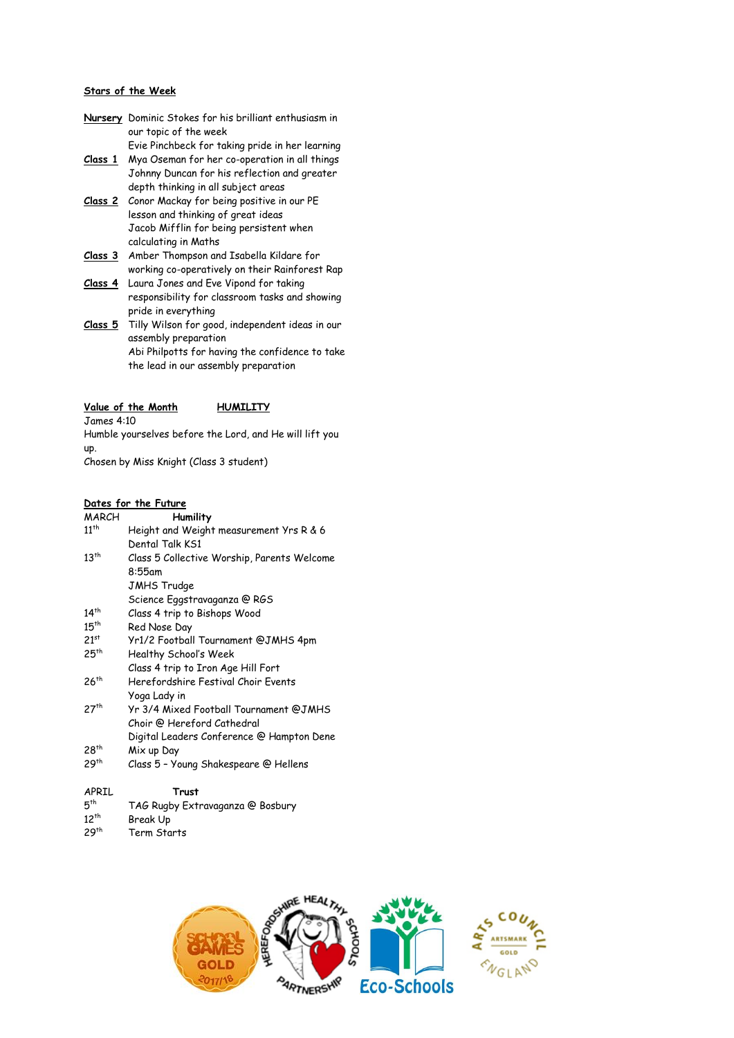## Stars of the Week

| | |
|---|---|
| **Nursery** | Dominic Stokes for his brilliant enthusiasm in our topic of the week<br>Evie Pinchbeck for taking pride in her learning |
| **Class 1** | Mya Oseman for her co-operation in all things<br>Johnny Duncan for his reflection and greater depth thinking in all subject areas |
| **Class 2** | Conor Mackay for being positive in our PE lesson and thinking of great ideas<br>Jacob Mifflin for being persistent when calculating in Maths |
| **Class 3** | Amber Thompson and Isabella Kildare for working co-operatively on their Rainforest Rap |
| **Class 4** | Laura Jones and Eve Vipond for taking responsibility for classroom tasks and showing pride in everything |
| **Class 5** | Tilly Wilson for good, independent ideas in our assembly preparation<br>Abi Philpotts for having the confidence to take the lead in our assembly preparation |

## Value of the Month — HUMILITY

James 4:10

Humble yourselves before the Lord, and He will lift you up.

Chosen by Miss Knight (Class 3 student)

## Dates for the Future

| MARCH | **Humility** |
|---|---|
| 11th | Height and Weight measurement Yrs R & 6<br>Dental Talk KS1 |
| 13th | Class 5 Collective Worship, Parents Welcome 8:55am<br>JMHS Trudge<br>Science Eggstravaganza @ RGS |
| 14th | Class 4 trip to Bishops Wood |
| 15th | Red Nose Day |
| 21st | Yr1/2 Football Tournament @JMHS 4pm |
| 25th | Healthy School's Week<br>Class 4 trip to Iron Age Hill Fort |
| 26th | Herefordshire Festival Choir Events<br>Yoga Lady in |
| 27th | Yr 3/4 Mixed Football Tournament @JMHS<br>Choir @ Hereford Cathedral<br>Digital Leaders Conference @ Hampton Dene |
| 28th | Mix up Day |
| 29th | Class 5 – Young Shakespeare @ Hellens |

| APRIL | **Trust** |
|---|---|
| 5th | TAG Rugby Extravaganza @ Bosbury |
| 12th | Break Up |
| 29th | Term Starts |

SCHOOL GAMES GOLD 2017/18

HEREFORDSHIRE HEALTHY SCHOOLS PARTNERSHIP

Eco-Schools

ARTS COUNCIL ENGLAND ARTSMARK GOLD